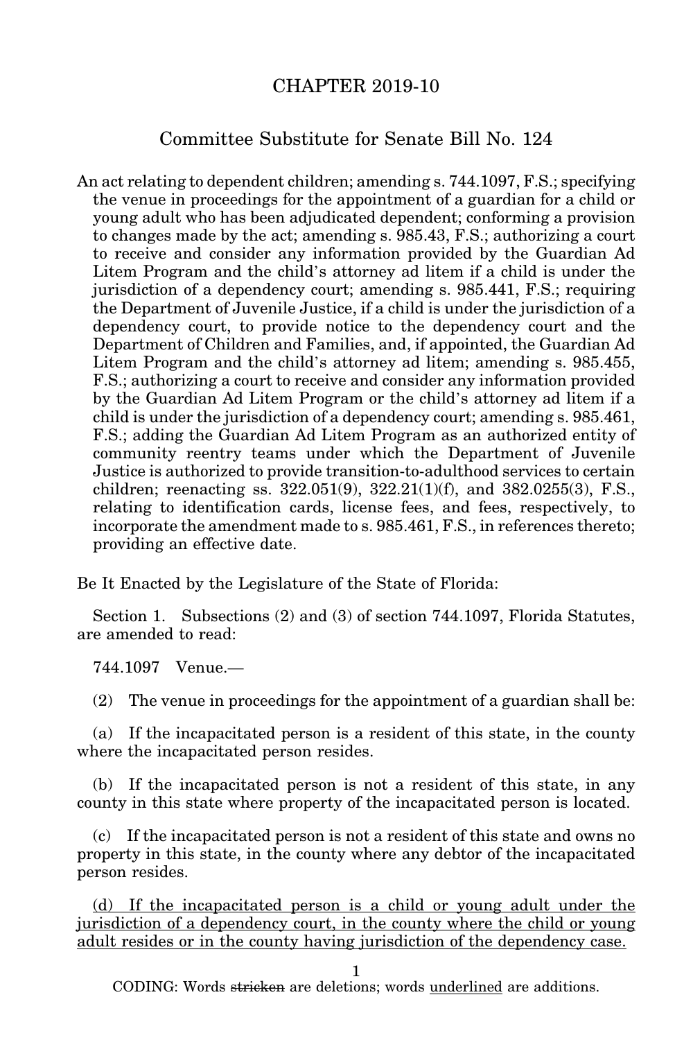# CHAPTER 2019-10

## Committee Substitute for Senate Bill No. 124

An act relating to dependent children; amending s. 744.1097, F.S.; specifying the venue in proceedings for the appointment of a guardian for a child or young adult who has been adjudicated dependent; conforming a provision to changes made by the act; amending s. 985.43, F.S.; authorizing a court to receive and consider any information provided by the Guardian Ad Litem Program and the child's attorney ad litem if a child is under the jurisdiction of a dependency court; amending s. 985.441, F.S.; requiring the Department of Juvenile Justice, if a child is under the jurisdiction of a dependency court, to provide notice to the dependency court and the Department of Children and Families, and, if appointed, the Guardian Ad Litem Program and the child's attorney ad litem; amending s. 985.455, F.S.; authorizing a court to receive and consider any information provided by the Guardian Ad Litem Program or the child's attorney ad litem if a child is under the jurisdiction of a dependency court; amending s. 985.461, F.S.; adding the Guardian Ad Litem Program as an authorized entity of community reentry teams under which the Department of Juvenile Justice is authorized to provide transition-to-adulthood services to certain children; reenacting ss. 322.051(9), 322.21(1)(f), and 382.0255(3), F.S., relating to identification cards, license fees, and fees, respectively, to incorporate the amendment made to s. 985.461, F.S., in references thereto; providing an effective date.

Be It Enacted by the Legislature of the State of Florida:

Section 1. Subsections (2) and (3) of section 744.1097, Florida Statutes, are amended to read:

744.1097 Venue.—

(2) The venue in proceedings for the appointment of a guardian shall be:

(a) If the incapacitated person is a resident of this state, in the county where the incapacitated person resides.

(b) If the incapacitated person is not a resident of this state, in any county in this state where property of the incapacitated person is located.

(c) If the incapacitated person is not a resident of this state and owns no property in this state, in the county where any debtor of the incapacitated person resides.

<u>(d) If the incapacitated person is a child or young adult under the jurisdiction of a dependency court, in the county where the child or young adult resides or in the county having jurisdiction of the dependency case.</u>

CODING: Words ~~stricken~~ are deletions; words <u>underlined</u> are additions.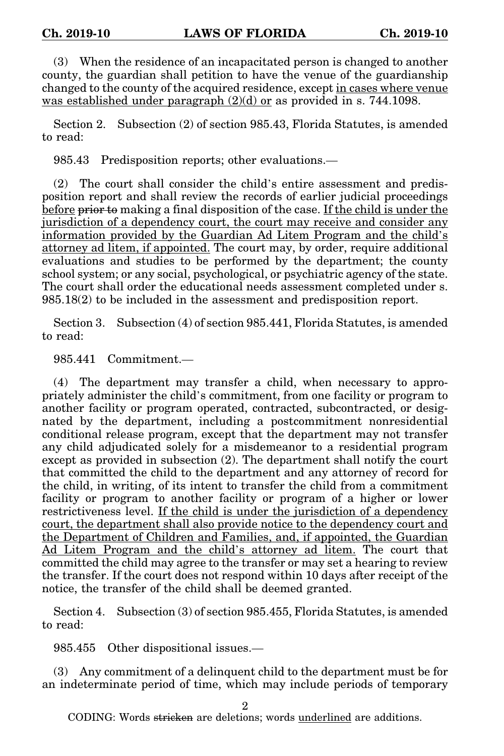(3) When the residence of an incapacitated person is changed to another county, the guardian shall petition to have the venue of the guardianship changed to the county of the acquired residence, except <u>in cases where venue was established under paragraph (2)(d) or</u> as provided in s. 744.1098.

Section 2. Subsection (2) of section 985.43, Florida Statutes, is amended to read:

985.43 Predisposition reports; other evaluations.—

(2) The court shall consider the child's entire assessment and predisposition report and shall review the records of earlier judicial proceedings <u>before</u> ~~prior to~~ making a final disposition of the case. <u>If the child is under the jurisdiction of a dependency court, the court may receive and consider any information provided by the Guardian Ad Litem Program and the child's attorney ad litem, if appointed.</u> The court may, by order, require additional evaluations and studies to be performed by the department; the county school system; or any social, psychological, or psychiatric agency of the state. The court shall order the educational needs assessment completed under s. 985.18(2) to be included in the assessment and predisposition report.

Section 3. Subsection (4) of section 985.441, Florida Statutes, is amended to read:

985.441 Commitment.—

(4) The department may transfer a child, when necessary to appropriately administer the child's commitment, from one facility or program to another facility or program operated, contracted, subcontracted, or designated by the department, including a postcommitment nonresidential conditional release program, except that the department may not transfer any child adjudicated solely for a misdemeanor to a residential program except as provided in subsection (2). The department shall notify the court that committed the child to the department and any attorney of record for the child, in writing, of its intent to transfer the child from a commitment facility or program to another facility or program of a higher or lower restrictiveness level. <u>If the child is under the jurisdiction of a dependency court, the department shall also provide notice to the dependency court and the Department of Children and Families, and, if appointed, the Guardian Ad Litem Program and the child's attorney ad litem.</u> The court that committed the child may agree to the transfer or may set a hearing to review the transfer. If the court does not respond within 10 days after receipt of the notice, the transfer of the child shall be deemed granted.

Section 4. Subsection (3) of section 985.455, Florida Statutes, is amended to read:

985.455 Other dispositional issues.—

(3) Any commitment of a delinquent child to the department must be for an indeterminate period of time, which may include periods of temporary

CODING: Words ~~stricken~~ are deletions; words <u>underlined</u> are additions.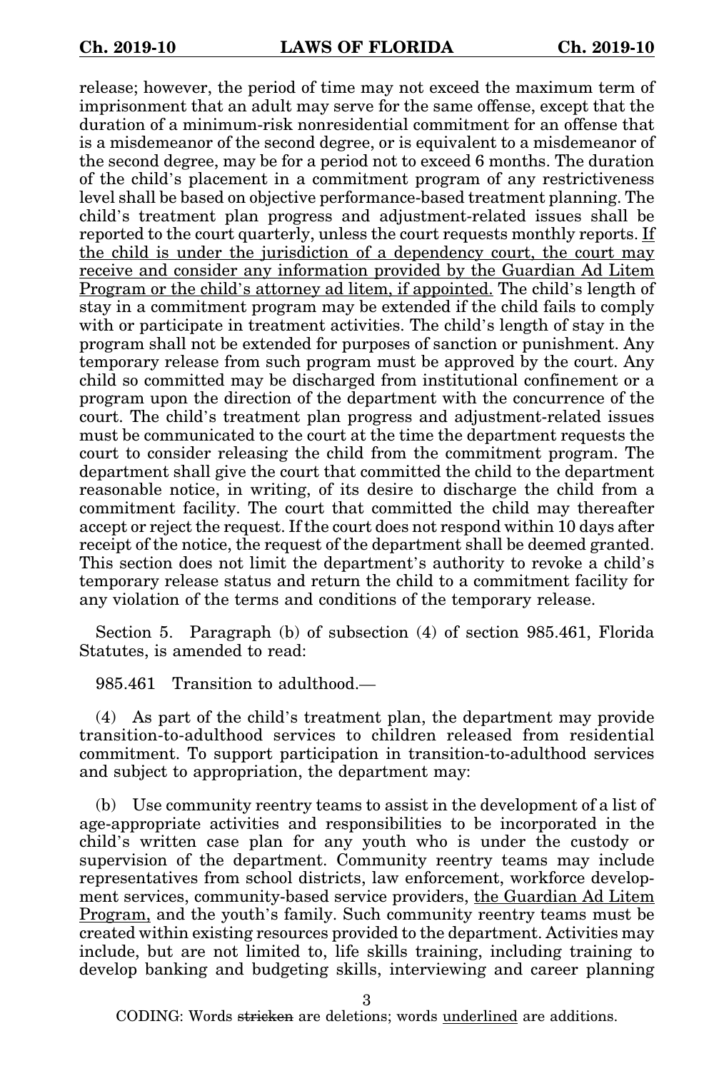release; however, the period of time may not exceed the maximum term of imprisonment that an adult may serve for the same offense, except that the duration of a minimum-risk nonresidential commitment for an offense that is a misdemeanor of the second degree, or is equivalent to a misdemeanor of the second degree, may be for a period not to exceed 6 months. The duration of the child's placement in a commitment program of any restrictiveness level shall be based on objective performance-based treatment planning. The child's treatment plan progress and adjustment-related issues shall be reported to the court quarterly, unless the court requests monthly reports. <u>If the child is under the jurisdiction of a dependency court, the court may receive and consider any information provided by the Guardian Ad Litem Program or the child's attorney ad litem, if appointed.</u> The child's length of stay in a commitment program may be extended if the child fails to comply with or participate in treatment activities. The child's length of stay in the program shall not be extended for purposes of sanction or punishment. Any temporary release from such program must be approved by the court. Any child so committed may be discharged from institutional confinement or a program upon the direction of the department with the concurrence of the court. The child's treatment plan progress and adjustment-related issues must be communicated to the court at the time the department requests the court to consider releasing the child from the commitment program. The department shall give the court that committed the child to the department reasonable notice, in writing, of its desire to discharge the child from a commitment facility. The court that committed the child may thereafter accept or reject the request. If the court does not respond within 10 days after receipt of the notice, the request of the department shall be deemed granted. This section does not limit the department's authority to revoke a child's temporary release status and return the child to a commitment facility for any violation of the terms and conditions of the temporary release.

Section 5. Paragraph (b) of subsection (4) of section 985.461, Florida Statutes, is amended to read:

985.461 Transition to adulthood.—

(4) As part of the child's treatment plan, the department may provide transition-to-adulthood services to children released from residential commitment. To support participation in transition-to-adulthood services and subject to appropriation, the department may:

(b) Use community reentry teams to assist in the development of a list of age-appropriate activities and responsibilities to be incorporated in the child's written case plan for any youth who is under the custody or supervision of the department. Community reentry teams may include representatives from school districts, law enforcement, workforce development services, community-based service providers, <u>the Guardian Ad Litem Program,</u> and the youth's family. Such community reentry teams must be created within existing resources provided to the department. Activities may include, but are not limited to, life skills training, including training to develop banking and budgeting skills, interviewing and career planning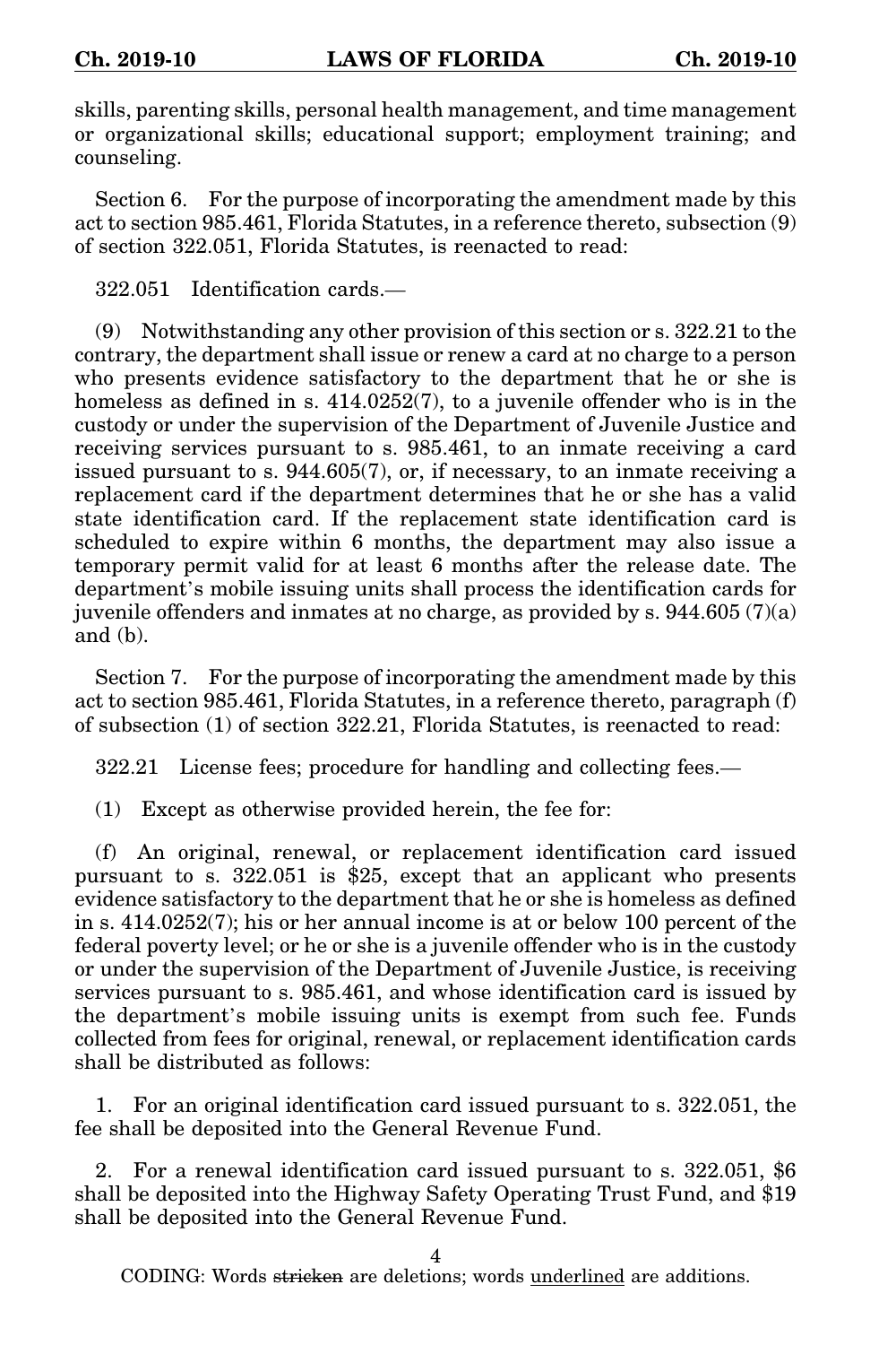skills, parenting skills, personal health management, and time management or organizational skills; educational support; employment training; and counseling.

Section 6. For the purpose of incorporating the amendment made by this act to section 985.461, Florida Statutes, in a reference thereto, subsection (9) of section 322.051, Florida Statutes, is reenacted to read:

322.051 Identification cards.—

(9) Notwithstanding any other provision of this section or s. 322.21 to the contrary, the department shall issue or renew a card at no charge to a person who presents evidence satisfactory to the department that he or she is homeless as defined in s. 414.0252(7), to a juvenile offender who is in the custody or under the supervision of the Department of Juvenile Justice and receiving services pursuant to s. 985.461, to an inmate receiving a card issued pursuant to s. 944.605(7), or, if necessary, to an inmate receiving a replacement card if the department determines that he or she has a valid state identification card. If the replacement state identification card is scheduled to expire within 6 months, the department may also issue a temporary permit valid for at least 6 months after the release date. The department's mobile issuing units shall process the identification cards for juvenile offenders and inmates at no charge, as provided by s. 944.605 (7)(a) and (b).

Section 7. For the purpose of incorporating the amendment made by this act to section 985.461, Florida Statutes, in a reference thereto, paragraph (f) of subsection (1) of section 322.21, Florida Statutes, is reenacted to read:

322.21 License fees; procedure for handling and collecting fees.—

(1) Except as otherwise provided herein, the fee for:

(f) An original, renewal, or replacement identification card issued pursuant to s. 322.051 is $25, except that an applicant who presents evidence satisfactory to the department that he or she is homeless as defined in s. 414.0252(7); his or her annual income is at or below 100 percent of the federal poverty level; or he or she is a juvenile offender who is in the custody or under the supervision of the Department of Juvenile Justice, is receiving services pursuant to s. 985.461, and whose identification card is issued by the department's mobile issuing units is exempt from such fee. Funds collected from fees for original, renewal, or replacement identification cards shall be distributed as follows:

1. For an original identification card issued pursuant to s. 322.051, the fee shall be deposited into the General Revenue Fund.

2. For a renewal identification card issued pursuant to s. 322.051, $6 shall be deposited into the Highway Safety Operating Trust Fund, and $19 shall be deposited into the General Revenue Fund.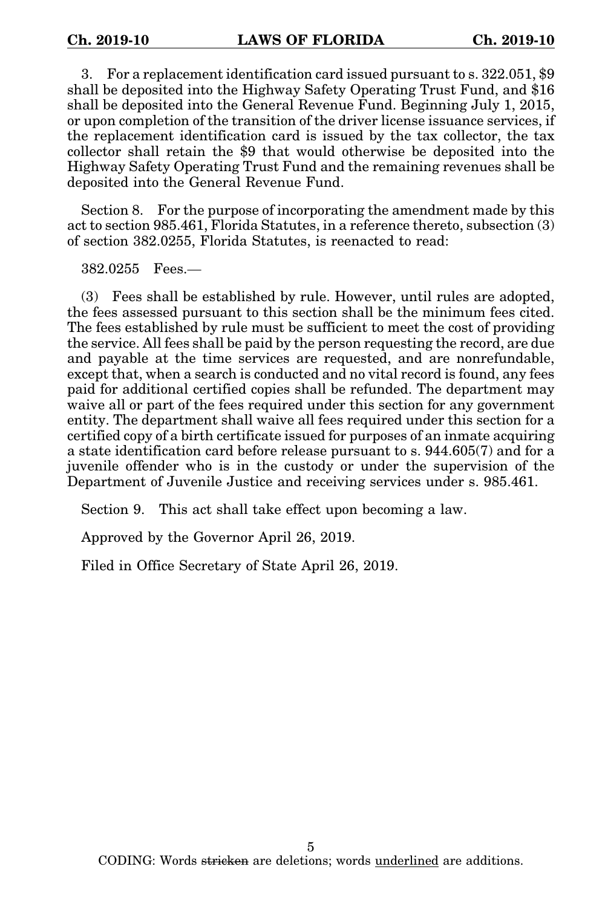3. For a replacement identification card issued pursuant to s. 322.051, $9 shall be deposited into the Highway Safety Operating Trust Fund, and $16 shall be deposited into the General Revenue Fund. Beginning July 1, 2015, or upon completion of the transition of the driver license issuance services, if the replacement identification card is issued by the tax collector, the tax collector shall retain the $9 that would otherwise be deposited into the Highway Safety Operating Trust Fund and the remaining revenues shall be deposited into the General Revenue Fund.

Section 8. For the purpose of incorporating the amendment made by this act to section 985.461, Florida Statutes, in a reference thereto, subsection (3) of section 382.0255, Florida Statutes, is reenacted to read:

382.0255 Fees.—

(3) Fees shall be established by rule. However, until rules are adopted, the fees assessed pursuant to this section shall be the minimum fees cited. The fees established by rule must be sufficient to meet the cost of providing the service. All fees shall be paid by the person requesting the record, are due and payable at the time services are requested, and are nonrefundable, except that, when a search is conducted and no vital record is found, any fees paid for additional certified copies shall be refunded. The department may waive all or part of the fees required under this section for any government entity. The department shall waive all fees required under this section for a certified copy of a birth certificate issued for purposes of an inmate acquiring a state identification card before release pursuant to s. 944.605(7) and for a juvenile offender who is in the custody or under the supervision of the Department of Juvenile Justice and receiving services under s. 985.461.

Section 9. This act shall take effect upon becoming a law.

Approved by the Governor April 26, 2019.

Filed in Office Secretary of State April 26, 2019.

CODING: Words ~~stricken~~ are deletions; words <u>underlined</u> are additions.